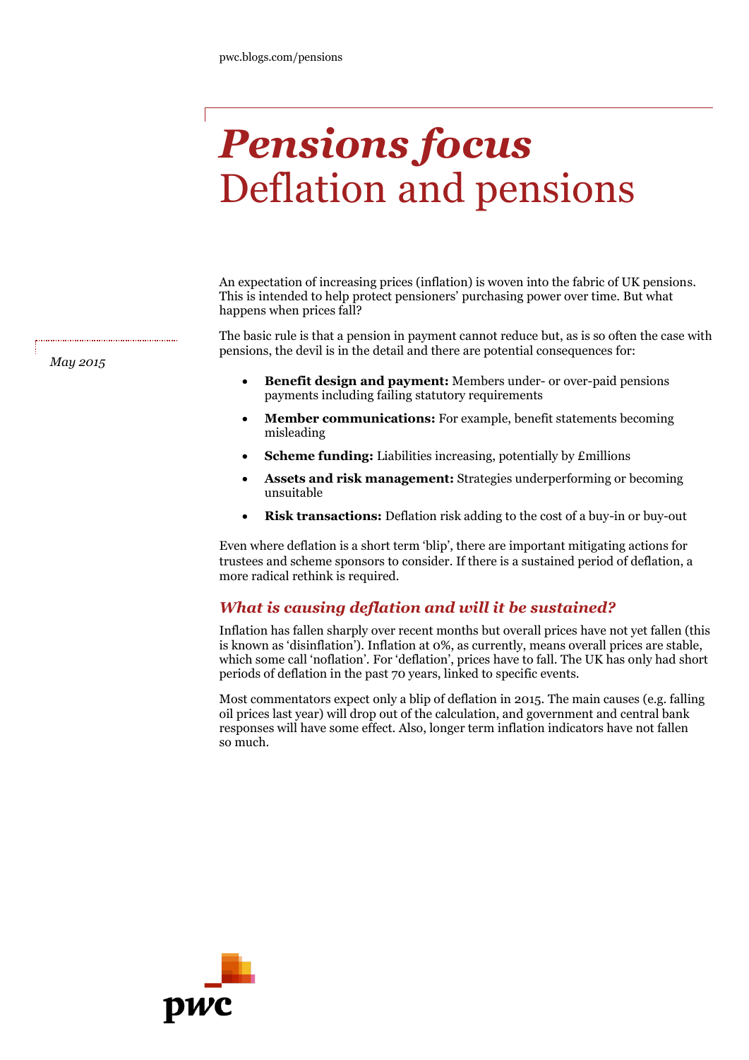pwc.blogs.com/pensions

# *Pensions focus*
# Deflation and pensions

May 2015

An expectation of increasing prices (inflation) is woven into the fabric of UK pensions. This is intended to help protect pensioners' purchasing power over time. But what happens when prices fall?

The basic rule is that a pension in payment cannot reduce but, as is so often the case with pensions, the devil is in the detail and there are potential consequences for:

- **Benefit design and payment:** Members under- or over-paid pensions payments including failing statutory requirements
- **Member communications:** For example, benefit statements becoming misleading
- **Scheme funding:** Liabilities increasing, potentially by £millions
- **Assets and risk management:** Strategies underperforming or becoming unsuitable
- **Risk transactions:** Deflation risk adding to the cost of a buy-in or buy-out

Even where deflation is a short term 'blip', there are important mitigating actions for trustees and scheme sponsors to consider. If there is a sustained period of deflation, a more radical rethink is required.

## *What is causing deflation and will it be sustained?*

Inflation has fallen sharply over recent months but overall prices have not yet fallen (this is known as 'disinflation'). Inflation at 0%, as currently, means overall prices are stable, which some call 'noflation'. For 'deflation', prices have to fall. The UK has only had short periods of deflation in the past 70 years, linked to specific events.

Most commentators expect only a blip of deflation in 2015. The main causes (e.g. falling oil prices last year) will drop out of the calculation, and government and central bank responses will have some effect. Also, longer term inflation indicators have not fallen so much.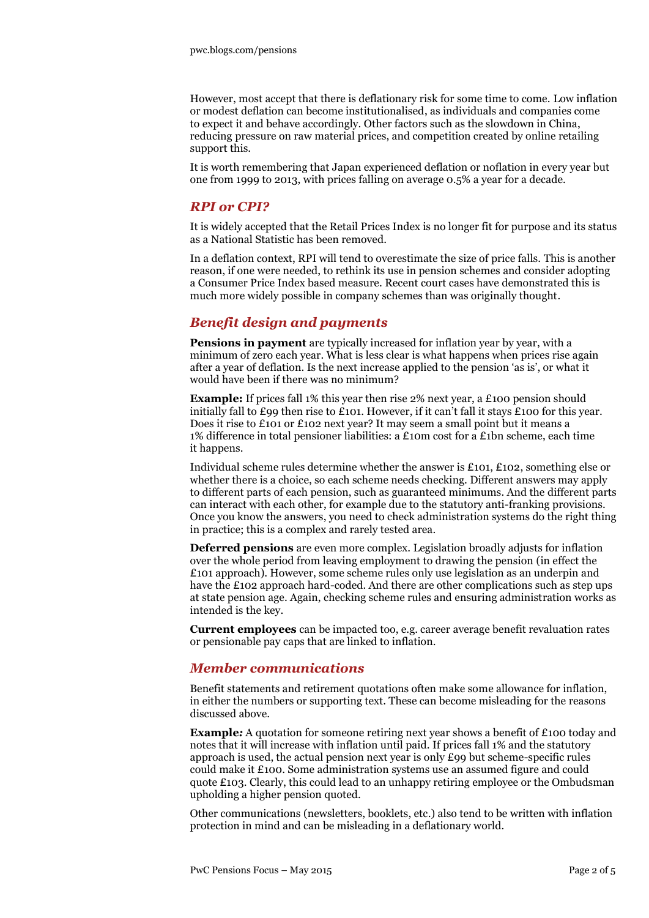However, most accept that there is deflationary risk for some time to come. Low inflation or modest deflation can become institutionalised, as individuals and companies come to expect it and behave accordingly. Other factors such as the slowdown in China, reducing pressure on raw material prices, and competition created by online retailing support this.

It is worth remembering that Japan experienced deflation or noflation in every year but one from 1999 to 2013, with prices falling on average 0.5% a year for a decade.

## *RPI or CPI?*

It is widely accepted that the Retail Prices Index is no longer fit for purpose and its status as a National Statistic has been removed.

In a deflation context, RPI will tend to overestimate the size of price falls. This is another reason, if one were needed, to rethink its use in pension schemes and consider adopting a Consumer Price Index based measure. Recent court cases have demonstrated this is much more widely possible in company schemes than was originally thought.

## *Benefit design and payments*

**Pensions in payment** are typically increased for inflation year by year, with a minimum of zero each year. What is less clear is what happens when prices rise again after a year of deflation. Is the next increase applied to the pension 'as is', or what it would have been if there was no minimum?

**Example:** If prices fall 1% this year then rise 2% next year, a £100 pension should initially fall to £99 then rise to £101. However, if it can't fall it stays £100 for this year. Does it rise to £101 or £102 next year? It may seem a small point but it means a 1% difference in total pensioner liabilities: a £10m cost for a £1bn scheme, each time it happens.

Individual scheme rules determine whether the answer is £101, £102, something else or whether there is a choice, so each scheme needs checking. Different answers may apply to different parts of each pension, such as guaranteed minimums. And the different parts can interact with each other, for example due to the statutory anti-franking provisions. Once you know the answers, you need to check administration systems do the right thing in practice; this is a complex and rarely tested area.

**Deferred pensions** are even more complex. Legislation broadly adjusts for inflation over the whole period from leaving employment to drawing the pension (in effect the £101 approach). However, some scheme rules only use legislation as an underpin and have the £102 approach hard-coded. And there are other complications such as step ups at state pension age. Again, checking scheme rules and ensuring administration works as intended is the key.

**Current employees** can be impacted too, e.g. career average benefit revaluation rates or pensionable pay caps that are linked to inflation.

## *Member communications*

Benefit statements and retirement quotations often make some allowance for inflation, in either the numbers or supporting text. These can become misleading for the reasons discussed above.

**Example:** A quotation for someone retiring next year shows a benefit of £100 today and notes that it will increase with inflation until paid. If prices fall 1% and the statutory approach is used, the actual pension next year is only £99 but scheme-specific rules could make it £100. Some administration systems use an assumed figure and could quote £103. Clearly, this could lead to an unhappy retiring employee or the Ombudsman upholding a higher pension quoted.

Other communications (newsletters, booklets, etc.) also tend to be written with inflation protection in mind and can be misleading in a deflationary world.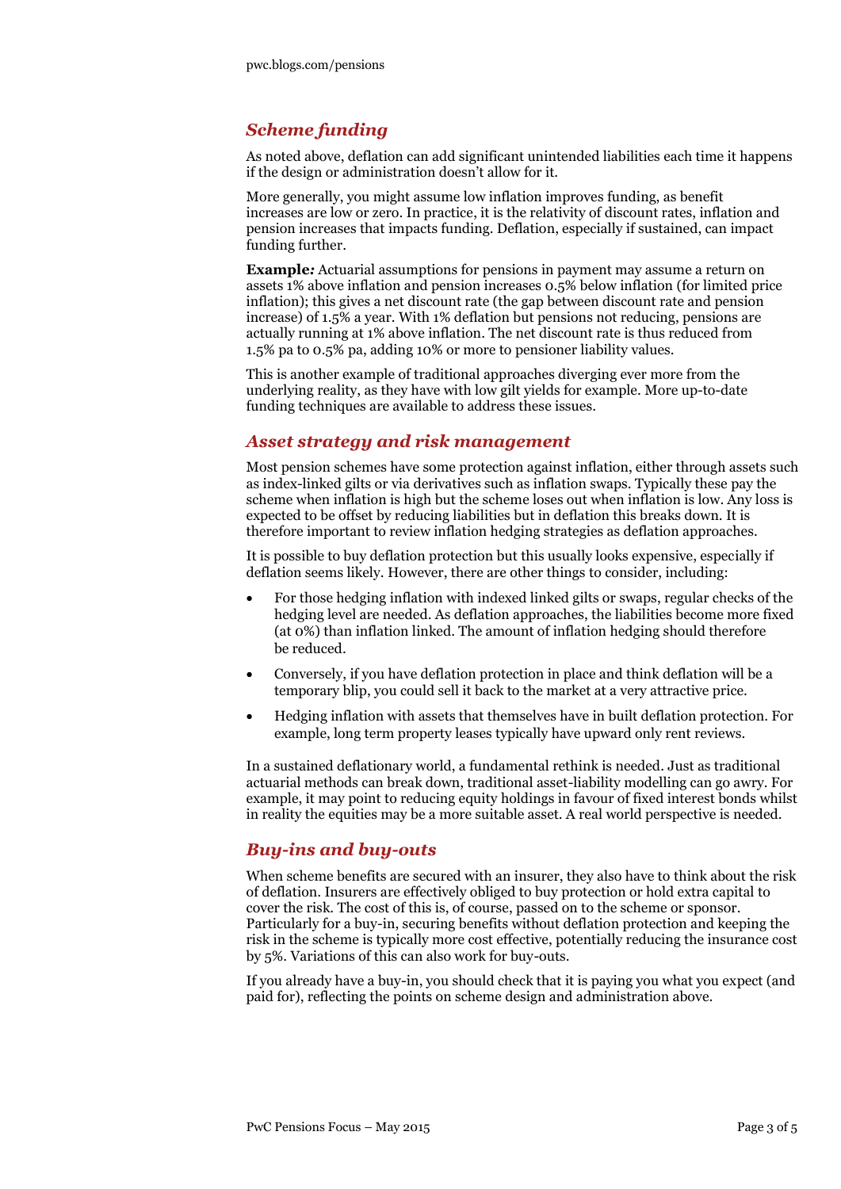## *Scheme funding*

As noted above, deflation can add significant unintended liabilities each time it happens if the design or administration doesn't allow for it.

More generally, you might assume low inflation improves funding, as benefit increases are low or zero. In practice, it is the relativity of discount rates, inflation and pension increases that impacts funding. Deflation, especially if sustained, can impact funding further.

**Example***:* Actuarial assumptions for pensions in payment may assume a return on assets 1% above inflation and pension increases 0.5% below inflation (for limited price inflation); this gives a net discount rate (the gap between discount rate and pension increase) of 1.5% a year. With 1% deflation but pensions not reducing, pensions are actually running at 1% above inflation. The net discount rate is thus reduced from 1.5% pa to 0.5% pa, adding 10% or more to pensioner liability values.

This is another example of traditional approaches diverging ever more from the underlying reality, as they have with low gilt yields for example. More up-to-date funding techniques are available to address these issues.

## *Asset strategy and risk management*

Most pension schemes have some protection against inflation, either through assets such as index-linked gilts or via derivatives such as inflation swaps. Typically these pay the scheme when inflation is high but the scheme loses out when inflation is low. Any loss is expected to be offset by reducing liabilities but in deflation this breaks down. It is therefore important to review inflation hedging strategies as deflation approaches.

It is possible to buy deflation protection but this usually looks expensive, especially if deflation seems likely. However, there are other things to consider, including:

- For those hedging inflation with indexed linked gilts or swaps, regular checks of the hedging level are needed. As deflation approaches, the liabilities become more fixed (at 0%) than inflation linked. The amount of inflation hedging should therefore be reduced.
- Conversely, if you have deflation protection in place and think deflation will be a temporary blip, you could sell it back to the market at a very attractive price.
- Hedging inflation with assets that themselves have in built deflation protection. For example, long term property leases typically have upward only rent reviews.

In a sustained deflationary world, a fundamental rethink is needed. Just as traditional actuarial methods can break down, traditional asset-liability modelling can go awry. For example, it may point to reducing equity holdings in favour of fixed interest bonds whilst in reality the equities may be a more suitable asset. A real world perspective is needed.

## *Buy-ins and buy-outs*

When scheme benefits are secured with an insurer, they also have to think about the risk of deflation. Insurers are effectively obliged to buy protection or hold extra capital to cover the risk. The cost of this is, of course, passed on to the scheme or sponsor. Particularly for a buy-in, securing benefits without deflation protection and keeping the risk in the scheme is typically more cost effective, potentially reducing the insurance cost by 5%. Variations of this can also work for buy-outs.

If you already have a buy-in, you should check that it is paying you what you expect (and paid for), reflecting the points on scheme design and administration above.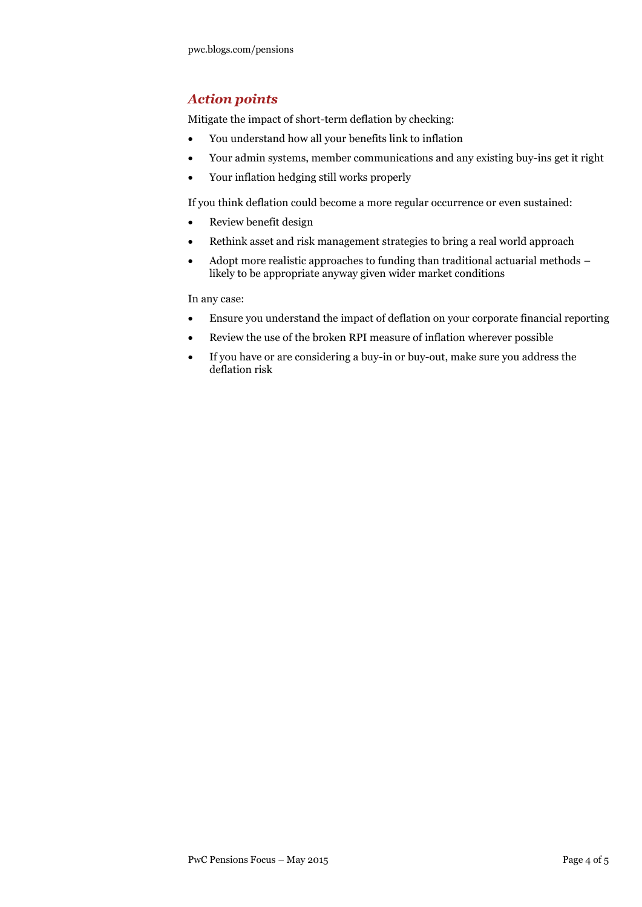## *Action points*

Mitigate the impact of short-term deflation by checking:

- You understand how all your benefits link to inflation
- Your admin systems, member communications and any existing buy-ins get it right
- Your inflation hedging still works properly

If you think deflation could become a more regular occurrence or even sustained:

- Review benefit design
- Rethink asset and risk management strategies to bring a real world approach
- Adopt more realistic approaches to funding than traditional actuarial methods – likely to be appropriate anyway given wider market conditions

In any case:

- Ensure you understand the impact of deflation on your corporate financial reporting
- Review the use of the broken RPI measure of inflation wherever possible
- If you have or are considering a buy-in or buy-out, make sure you address the deflation risk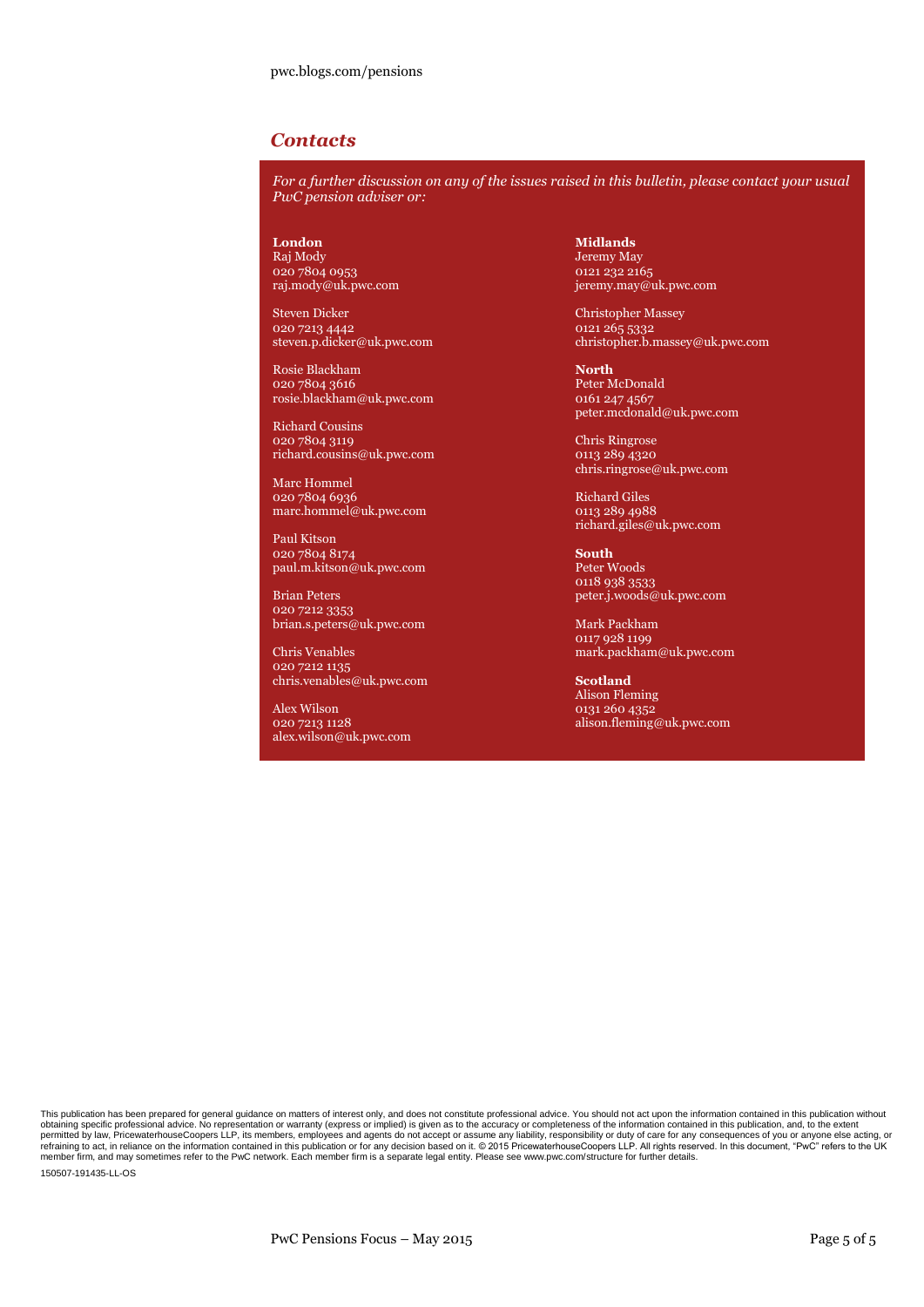pwc.blogs.com/pensions

## *Contacts*

*For a further discussion on any of the issues raised in this bulletin, please contact your usual PwC pension adviser or:*

**London**
Raj Mody
020 7804 0953
raj.mody@uk.pwc.com

Steven Dicker
020 7213 4442
steven.p.dicker@uk.pwc.com

Rosie Blackham
020 7804 3616
rosie.blackham@uk.pwc.com

Richard Cousins
020 7804 3119
richard.cousins@uk.pwc.com

Marc Hommel
020 7804 6936
marc.hommel@uk.pwc.com

Paul Kitson
020 7804 8174
paul.m.kitson@uk.pwc.com

Brian Peters
020 7212 3353
brian.s.peters@uk.pwc.com

Chris Venables
020 7212 1135
chris.venables@uk.pwc.com

Alex Wilson
020 7213 1128
alex.wilson@uk.pwc.com

**Midlands**
Jeremy May
0121 232 2165
jeremy.may@uk.pwc.com

Christopher Massey
0121 265 5332
christopher.b.massey@uk.pwc.com

**North**
Peter McDonald
0161 247 4567
peter.mcdonald@uk.pwc.com

Chris Ringrose
0113 289 4320
chris.ringrose@uk.pwc.com

Richard Giles
0113 289 4988
richard.giles@uk.pwc.com

**South**
Peter Woods
0118 938 3533
peter.j.woods@uk.pwc.com

Mark Packham
0117 928 1199
mark.packham@uk.pwc.com

**Scotland**
Alison Fleming
0131 260 4352
alison.fleming@uk.pwc.com

This publication has been prepared for general guidance on matters of interest only, and does not constitute professional advice. You should not act upon the information contained in this publication without obtaining specific professional advice. No representation or warranty (express or implied) is given as to the accuracy or completeness of the information contained in this publication, and, to the extent permitted by law, PricewaterhouseCoopers LLP, its members, employees and agents do not accept or assume any liability, responsibility or duty of care for any consequences of you or anyone else acting, or refraining to act, in reliance on the information contained in this publication or for any decision based on it. © 2015 PricewaterhouseCoopers LLP. All rights reserved. In this document, "PwC" refers to the UK member firm, and may sometimes refer to the PwC network. Each member firm is a separate legal entity. Please see www.pwc.com/structure for further details.

150507-191435-LL-OS